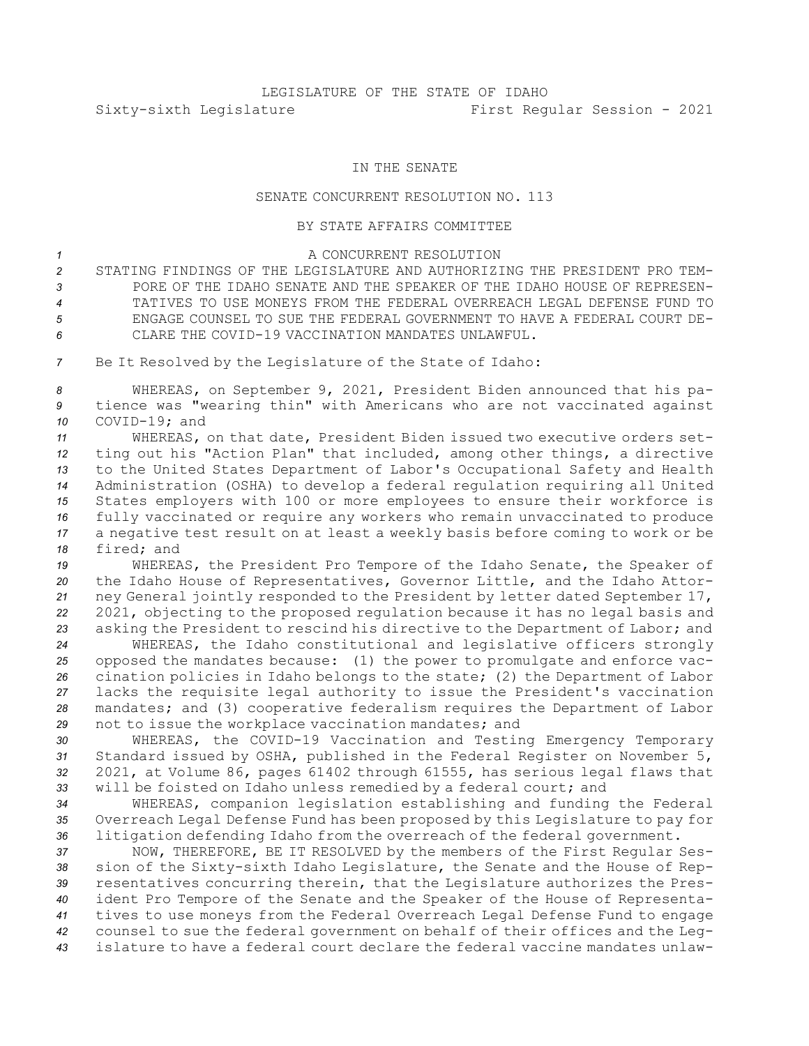LEGISLATURE OF THE STATE OF IDAHO

Sixty-sixth Legislature First Regular Session - 2021

IN THE SENATE

SENATE CONCURRENT RESOLUTION NO. 113

BY STATE AFFAIRS COMMITTEE

A CONCURRENT RESOLUTION

STATING FINDINGS OF THE LEGISLATURE AND AUTHORIZING THE PRESIDENT PRO TEMPORE OF THE IDAHO SENATE AND THE SPEAKER OF THE IDAHO HOUSE OF REPRESENTATIVES TO USE MONEYS FROM THE FEDERAL OVERREACH LEGAL DEFENSE FUND TO ENGAGE COUNSEL TO SUE THE FEDERAL GOVERNMENT TO HAVE A FEDERAL COURT DECLARE THE COVID-19 VACCINATION MANDATES UNLAWFUL.

Be It Resolved by the Legislature of the State of Idaho:

WHEREAS, on September 9, 2021, President Biden announced that his patience was "wearing thin" with Americans who are not vaccinated against COVID-19; and

WHEREAS, on that date, President Biden issued two executive orders setting out his "Action Plan" that included, among other things, a directive to the United States Department of Labor's Occupational Safety and Health Administration (OSHA) to develop a federal regulation requiring all United States employers with 100 or more employees to ensure their workforce is fully vaccinated or require any workers who remain unvaccinated to produce a negative test result on at least a weekly basis before coming to work or be fired; and

WHEREAS, the President Pro Tempore of the Idaho Senate, the Speaker of the Idaho House of Representatives, Governor Little, and the Idaho Attorney General jointly responded to the President by letter dated September 17, 2021, objecting to the proposed regulation because it has no legal basis and asking the President to rescind his directive to the Department of Labor; and

WHEREAS, the Idaho constitutional and legislative officers strongly opposed the mandates because: (1) the power to promulgate and enforce vaccination policies in Idaho belongs to the state; (2) the Department of Labor lacks the requisite legal authority to issue the President's vaccination mandates; and (3) cooperative federalism requires the Department of Labor not to issue the workplace vaccination mandates; and

WHEREAS, the COVID-19 Vaccination and Testing Emergency Temporary Standard issued by OSHA, published in the Federal Register on November 5, 2021, at Volume 86, pages 61402 through 61555, has serious legal flaws that will be foisted on Idaho unless remedied by a federal court; and

WHEREAS, companion legislation establishing and funding the Federal Overreach Legal Defense Fund has been proposed by this Legislature to pay for litigation defending Idaho from the overreach of the federal government.

NOW, THEREFORE, BE IT RESOLVED by the members of the First Regular Session of the Sixty-sixth Idaho Legislature, the Senate and the House of Representatives concurring therein, that the Legislature authorizes the President Pro Tempore of the Senate and the Speaker of the House of Representatives to use moneys from the Federal Overreach Legal Defense Fund to engage counsel to sue the federal government on behalf of their offices and the Legislature to have a federal court declare the federal vaccine mandates unlaw-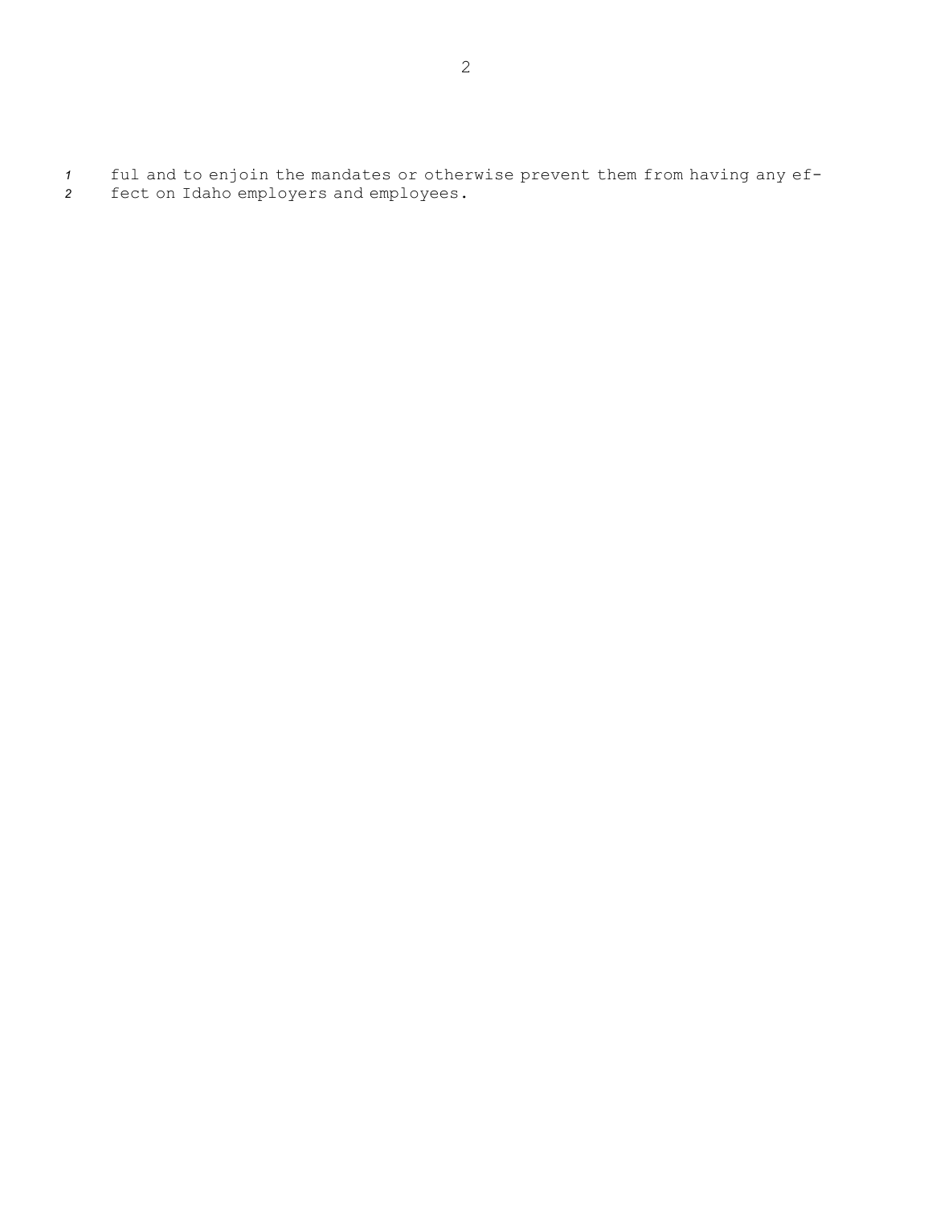ful and to enjoin the mandates or otherwise prevent them from having any effect on Idaho employers and employees.